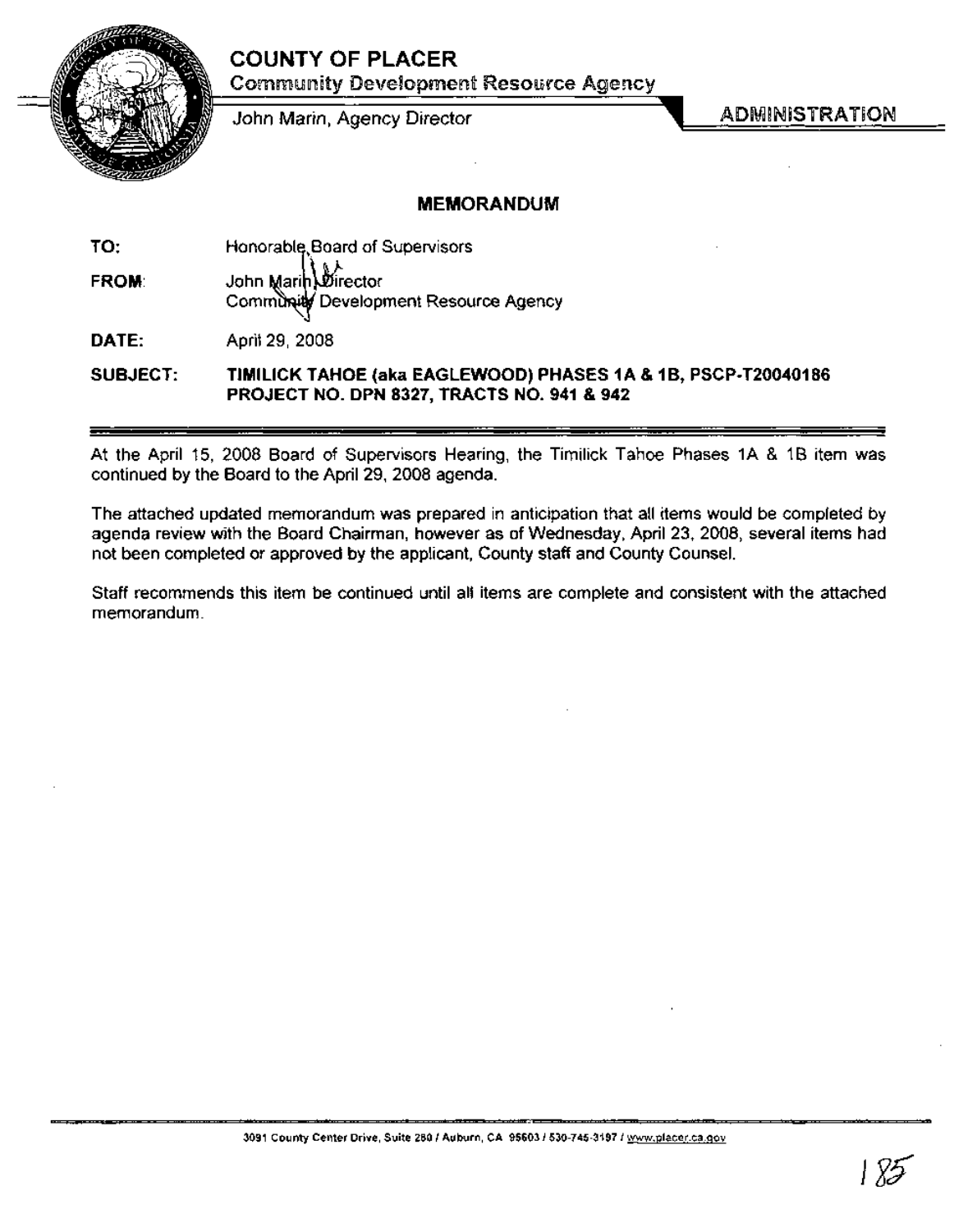# COUNTY OF PLACER

**Community Development Resource Agency**

John Marin, Agency Director

**ADMINISTRATION**

## MEMORANDUM

**TO:** Honorable Board of Supervisors

**FROM:** John Marin, Director
Community Development Resource Agency

**DATE:** April 29, 2008

**SUBJECT:** **TIMILICK TAHOE (aka EAGLEWOOD) PHASES 1A & 1B, PSCP-T20040186 PROJECT NO. DPN 8327, TRACTS NO. 941 & 942**

At the April 15, 2008 Board of Supervisors Hearing, the Timilick Tahoe Phases 1A & 1B item was continued by the Board to the April 29, 2008 agenda.

The attached updated memorandum was prepared in anticipation that all items would be completed by agenda review with the Board Chairman, however as of Wednesday, April 23, 2008, several items had not been completed or approved by the applicant, County staff and County Counsel.

Staff recommends this item be continued until all items are complete and consistent with the attached memorandum.

3091 County Center Drive, Suite 280 / Auburn, CA 95603 / 530-745-3197 / www.placer.ca.gov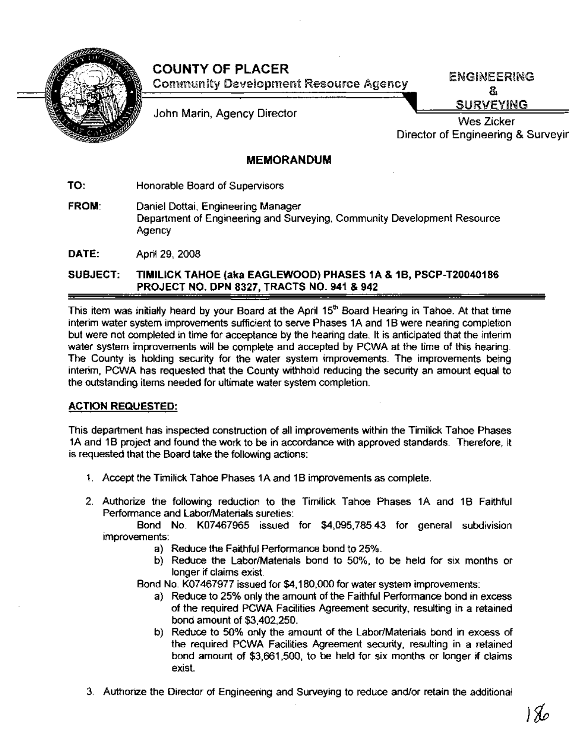**COUNTY OF PLACER**
Community Development Resource Agency

John Marin, Agency Director

**ENGINEERING & SURVEYING**
Wes Zicker
Director of Engineering & Surveyir

## MEMORANDUM

**TO:** Honorable Board of Supervisors

**FROM:** Daniel Dottai, Engineering Manager
Department of Engineering and Surveying, Community Development Resource Agency

**DATE:** April 29, 2008

**SUBJECT: TIMILICK TAHOE (aka EAGLEWOOD) PHASES 1A & 1B, PSCP-T20040186 PROJECT NO. DPN 8327, TRACTS NO. 941 & 942**

This item was initially heard by your Board at the April 15th Board Hearing in Tahoe. At that time interim water system improvements sufficient to serve Phases 1A and 1B were nearing completion but were not completed in time for acceptance by the hearing date. It is anticipated that the interim water system improvements will be complete and accepted by PCWA at the time of this hearing. The County is holding security for the water system improvements. The improvements being interim, PCWA has requested that the County withhold reducing the security an amount equal to the outstanding items needed for ultimate water system completion.

**ACTION REQUESTED:**

This department has inspected construction of all improvements within the Timilick Tahoe Phases 1A and 1B project and found the work to be in accordance with approved standards. Therefore, it is requested that the Board take the following actions:

1. Accept the Timilick Tahoe Phases 1A and 1B improvements as complete.

2. Authorize the following reduction to the Timilick Tahoe Phases 1A and 1B Faithful Performance and Labor/Materials sureties:

   Bond No. K07467965 issued for $4,095,785.43 for general subdivision improvements:
   - a) Reduce the Faithful Performance bond to 25%.
   - b) Reduce the Labor/Materials bond to 50%, to be held for six months or longer if claims exist.

   Bond No. K07467977 issued for $4,180,000 for water system improvements:
   - a) Reduce to 25% only the amount of the Faithful Performance bond in excess of the required PCWA Facilities Agreement security, resulting in a retained bond amount of $3,402,250.
   - b) Reduce to 50% only the amount of the Labor/Materials bond in excess of the required PCWA Facilities Agreement security, resulting in a retained bond amount of $3,661,500, to be held for six months or longer if claims exist.

3. Authorize the Director of Engineering and Surveying to reduce and/or retain the additional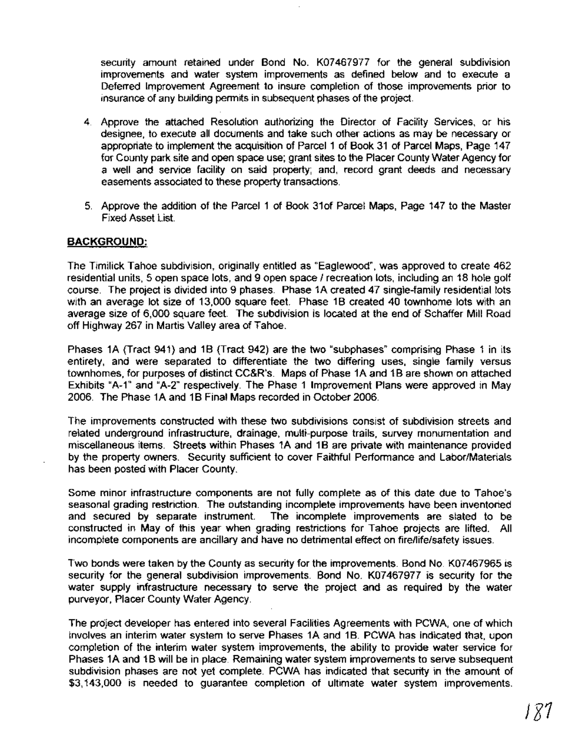security amount retained under Bond No. K07467977 for the general subdivision improvements and water system improvements as defined below and to execute a Deferred Improvement Agreement to insure completion of those improvements prior to insurance of any building permits in subsequent phases of the project.

4. Approve the attached Resolution authorizing the Director of Facility Services, or his designee, to execute all documents and take such other actions as may be necessary or appropriate to implement the acquisition of Parcel 1 of Book 31 of Parcel Maps, Page 147 for County park site and open space use; grant sites to the Placer County Water Agency for a well and service facility on said property; and, record grant deeds and necessary easements associated to these property transactions.

5. Approve the addition of the Parcel 1 of Book 31of Parcel Maps, Page 147 to the Master Fixed Asset List.

## BACKGROUND:

The Timilick Tahoe subdivision, originally entitled as "Eaglewood", was approved to create 462 residential units, 5 open space lots, and 9 open space / recreation lots, including an 18 hole golf course. The project is divided into 9 phases. Phase 1A created 47 single-family residential lots with an average lot size of 13,000 square feet. Phase 1B created 40 townhome lots with an average size of 6,000 square feet. The subdivision is located at the end of Schaffer Mill Road off Highway 267 in Martis Valley area of Tahoe.

Phases 1A (Tract 941) and 1B (Tract 942) are the two "subphases" comprising Phase 1 in its entirety, and were separated to differentiate the two differing uses, single family versus townhomes, for purposes of distinct CC&R's. Maps of Phase 1A and 1B are shown on attached Exhibits "A-1" and "A-2" respectively. The Phase 1 Improvement Plans were approved in May 2006. The Phase 1A and 1B Final Maps recorded in October 2006.

The improvements constructed with these two subdivisions consist of subdivision streets and related underground infrastructure, drainage, multi-purpose trails, survey monumentation and miscellaneous items. Streets within Phases 1A and 1B are private with maintenance provided by the property owners. Security sufficient to cover Faithful Performance and Labor/Materials has been posted with Placer County.

Some minor infrastructure components are not fully complete as of this date due to Tahoe's seasonal grading restriction. The outstanding incomplete improvements have been inventoried and secured by separate instrument. The incomplete improvements are slated to be constructed in May of this year when grading restrictions for Tahoe projects are lifted. All incomplete components are ancillary and have no detrimental effect on fire/life/safety issues.

Two bonds were taken by the County as security for the improvements. Bond No. K07467965 is security for the general subdivision improvements. Bond No. K07467977 is security for the water supply infrastructure necessary to serve the project and as required by the water purveyor, Placer County Water Agency.

The project developer has entered into several Facilities Agreements with PCWA, one of which involves an interim water system to serve Phases 1A and 1B. PCWA has indicated that, upon completion of the interim water system improvements, the ability to provide water service for Phases 1A and 1B will be in place. Remaining water system improvements to serve subsequent subdivision phases are not yet complete. PCWA has indicated that security in the amount of $3,143,000 is needed to guarantee completion of ultimate water system improvements.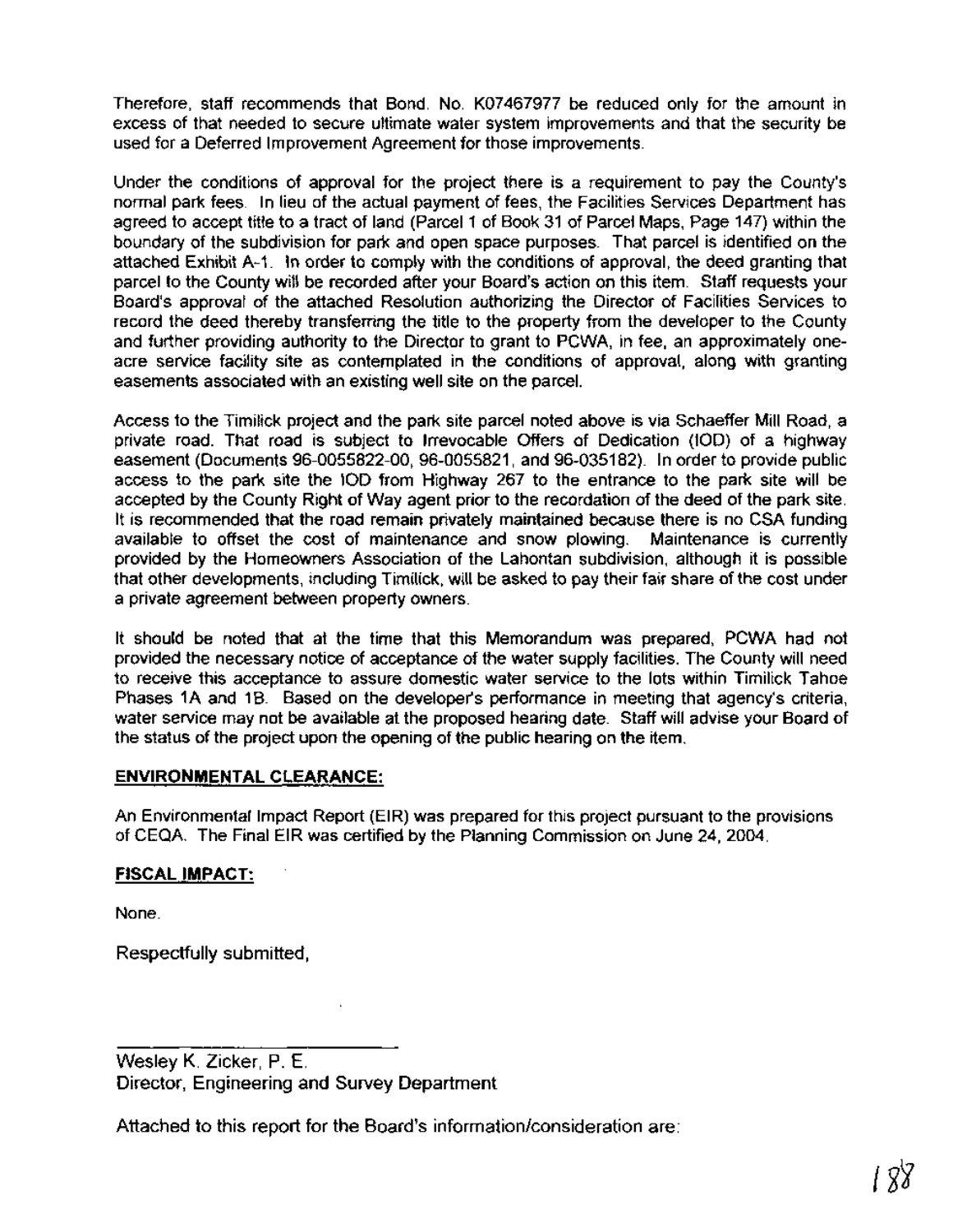Therefore, staff recommends that Bond. No. K07467977 be reduced only for the amount in excess of that needed to secure ultimate water system improvements and that the security be used for a Deferred Improvement Agreement for those improvements.

Under the conditions of approval for the project there is a requirement to pay the County's normal park fees. In lieu of the actual payment of fees, the Facilities Services Department has agreed to accept title to a tract of land (Parcel 1 of Book 31 of Parcel Maps, Page 147) within the boundary of the subdivision for park and open space purposes. That parcel is identified on the attached Exhibit A-1. In order to comply with the conditions of approval, the deed granting that parcel to the County will be recorded after your Board's action on this item. Staff requests your Board's approval of the attached Resolution authorizing the Director of Facilities Services to record the deed thereby transferring the title to the property from the developer to the County and further providing authority to the Director to grant to PCWA, in fee, an approximately one-acre service facility site as contemplated in the conditions of approval, along with granting easements associated with an existing well site on the parcel.

Access to the Timilick project and the park site parcel noted above is via Schaeffer Mill Road, a private road. That road is subject to Irrevocable Offers of Dedication (IOD) of a highway easement (Documents 96-0055822-00, 96-0055821, and 96-035182). In order to provide public access to the park site the IOD from Highway 267 to the entrance to the park site will be accepted by the County Right of Way agent prior to the recordation of the deed of the park site. It is recommended that the road remain privately maintained because there is no CSA funding available to offset the cost of maintenance and snow plowing. Maintenance is currently provided by the Homeowners Association of the Lahontan subdivision, although it is possible that other developments, including Timilick, will be asked to pay their fair share of the cost under a private agreement between property owners.

It should be noted that at the time that this Memorandum was prepared, PCWA had not provided the necessary notice of acceptance of the water supply facilities. The County will need to receive this acceptance to assure domestic water service to the lots within Timilick Tahoe Phases 1A and 1B. Based on the developer's performance in meeting that agency's criteria, water service may not be available at the proposed hearing date. Staff will advise your Board of the status of the project upon the opening of the public hearing on the item.

**ENVIRONMENTAL CLEARANCE:**

An Environmental Impact Report (EIR) was prepared for this project pursuant to the provisions of CEQA. The Final EIR was certified by the Planning Commission on June 24, 2004.

**FISCAL IMPACT:**

None.

Respectfully submitted,

Wesley K. Zicker, P. E.
Director, Engineering and Survey Department

Attached to this report for the Board's information/consideration are: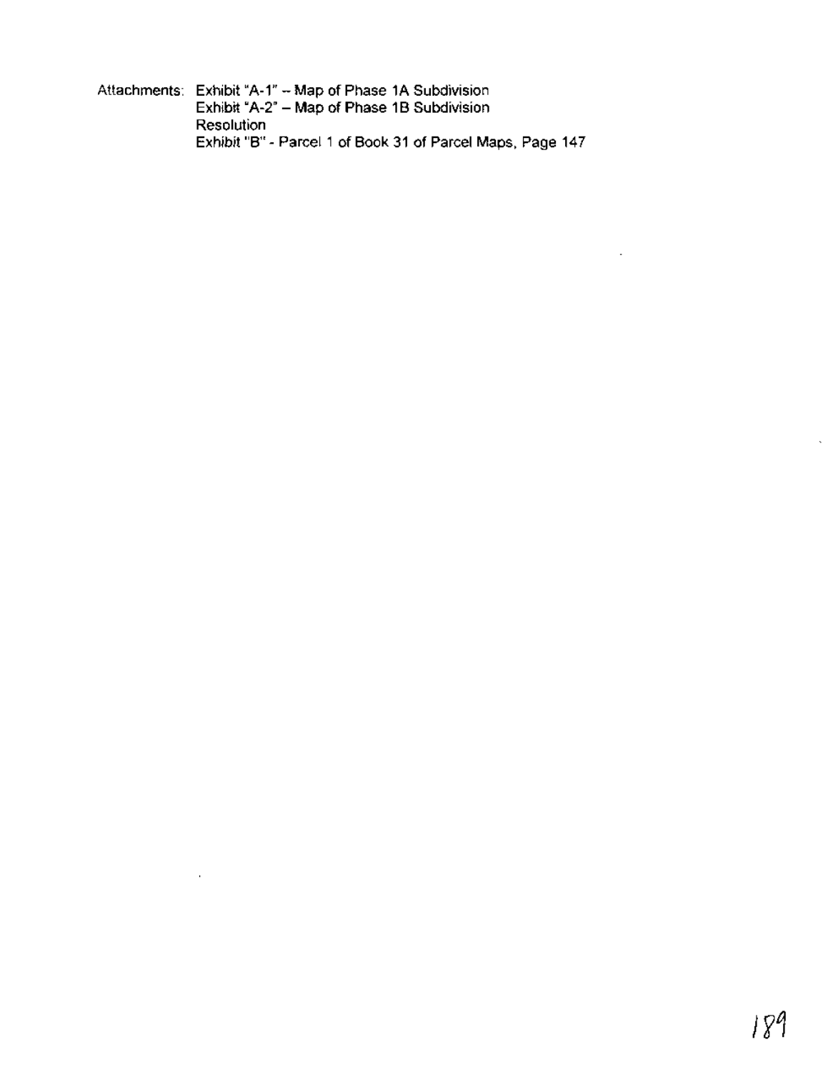Attachments: Exhibit "A-1" – Map of Phase 1A Subdivision
Exhibit "A-2" – Map of Phase 1B Subdivision
Resolution
Exhibit "B" - Parcel 1 of Book 31 of Parcel Maps, Page 147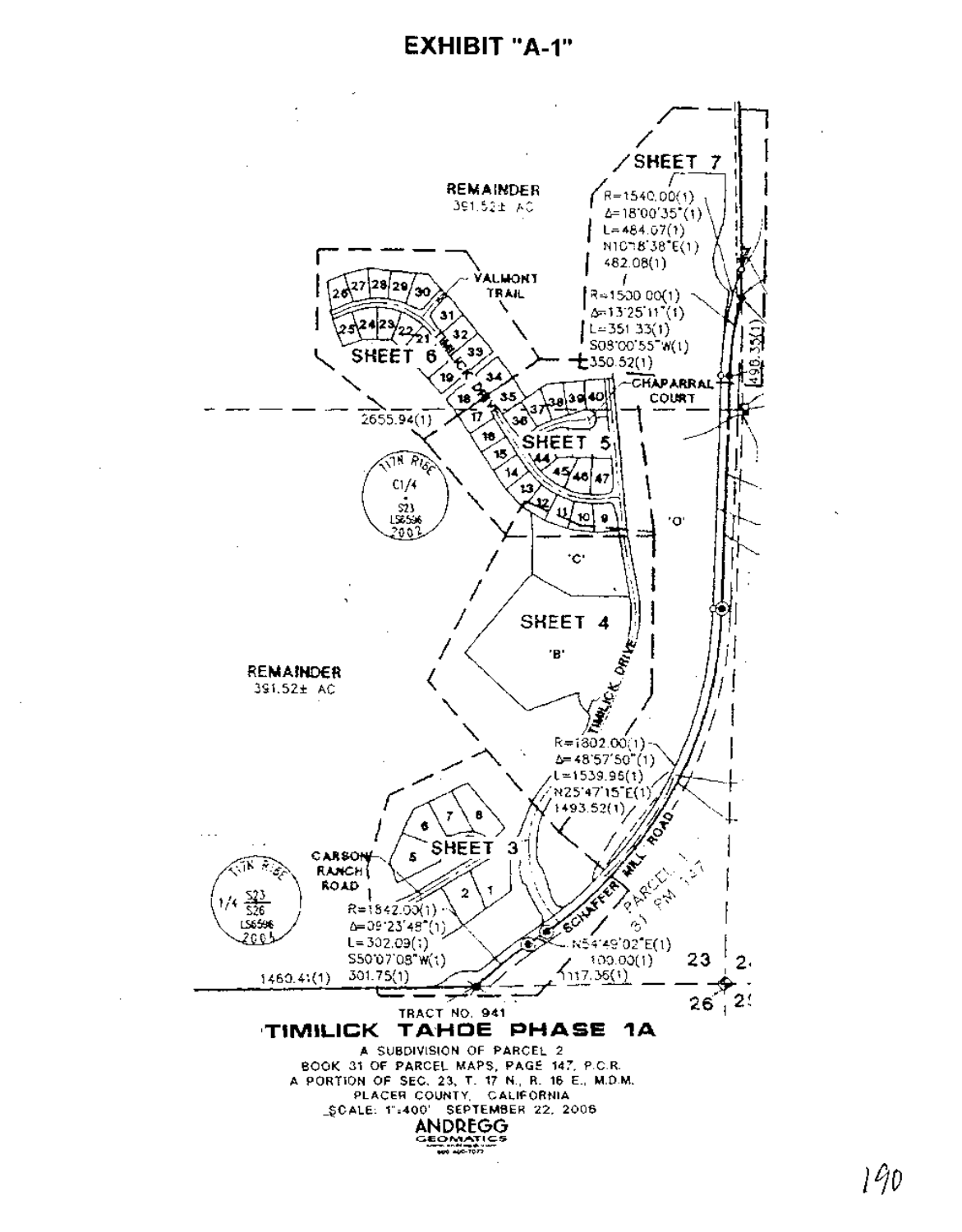# EXHIBIT "A-1"

SHEET 7

REMAINDER
391.52± AC

R=1540.00(1)
Δ=18°00'35"(1)
L=484.07(1)
N10°18'38"E(1)
482.08(1)

VALMONT TRAIL

R=1500.00(1)
Δ=13°25'11"(1)
L=351.33(1)
S08°00'55"W(1)
350.52(1)

SHEET 6

SHEET 5

CHAPARRAL COURT

2655.94(1)

498.35(1)

'D'

'C'

SHEET 4

'B'

REMAINDER
391.52± AC

TIMILICK DRIVE

R=1802.00(1)
Δ=48°57'50"(1)
L=1539.96(1)
N25°47'15"E(1)
1493.52(1)

SHEET 3

CARSON RANCH ROAD

R=1842.00(1)
Δ=09°23'48"(1)
L=302.09(1)
S50°07'08"W(1)
1460.41(1) 301.75(1)

SCHAFFER MILL ROAD

PARCEL 1
31 PM 147

N54°49'02"E(1)
100.00(1)
117.36(1)

23 24
26 25

TRACT NO. 941

**TIMILICK TAHOE PHASE 1A**

A SUBDIVISION OF PARCEL 2
BOOK 31 OF PARCEL MAPS, PAGE 147, P.C.R.
A PORTION OF SEC. 23, T. 17 N., R. 16 E., M.D.M.
PLACER COUNTY, CALIFORNIA
SCALE: 1"=400' SEPTEMBER 22, 2006

ANDREGG
GEOMATICS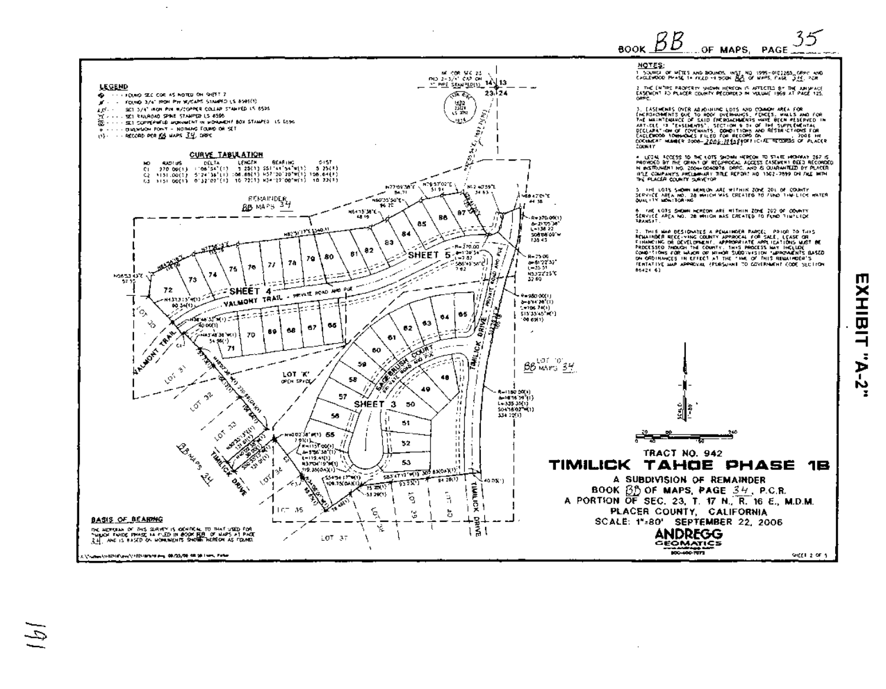BOOK BB OF MAPS, PAGE 35

**EXHIBIT "A-2"**

### LEGEND

- FOUND SEC COR AS NOTED ON SHEET 7
- FOUND 3/4" IRON PIN W/CAPS STAMPED LS 6595(1)
- SET 3/4" IRON PIN W/COPPER COLLAR STAMPED LS 6595
- SET RAILROAD SPIKE STAMPED LS 6596
- SET COPPERWELD MONUMENT IN MONUMENT BOX STAMPED LS 6596
- DIVERSION POINT – NOTHING FOUND OR SET
- (1) RECORD PER BB MAPS 34, DRPC

### CURVE TABULATION

| NO | RADIUS | DELTA | LENGTH | BEARING | DIST |
|---|---|---|---|---|---|
| C1 | 270.00(1) | 1°06'54"(1) | 5.25(1) | S51°41'54"W(1) | 5.25(1) |
| C2 | 1151.00(1) | 5°24'38"(1) | 108.68(1) | N37°20'20"W(1) | 108.64(1) |
| C3 | 1151.00(1) | 0°32'02"(1) | 10.72(1) | N34°22'00"W(1) | 10.72(1) |

### NOTES:

1. SOURCE OF METES AND BOUNDS, INST. NO. 1995-0102265, DRPC AND EAGLEWOOD PHASE 1A FILED IN BOOK BB OF MAPS, PAGE 34, PCR.
2. THE ENTIRE PROPERTY SHOWN HEREON IS AFFECTED BY THE AIRSPACE EASEMENT TO PLACER COUNTY RECORDED IN VOLUME 1969 AT PAGE 125, DRPC.
3. EASEMENTS OVER ADJOINING LOTS AND COMMON AREA FOR ENCROACHMENTS DUE TO ROOF OVERHANGS, FENCES, WALLS AND FOR THE MAINTENANCE OF SAID ENCROACHMENTS HAVE BEEN RESERVED IN ARTICLE 13 "EASEMENTS", SECTION 9.01 OF THE SUPPLEMENTAL DECLARATION OF COVENANTS, CONDITIONS AND RESTRICTIONS FOR EAGLEWOOD TOWNHOMES FILED FOR RECORD ON ____, 2006 AS DOCUMENT NUMBER 2006-2006-104938 OFFICIAL RECORDS OF PLACER COUNTY.
4. LEGAL ACCESS TO THE LOTS SHOWN HEREON TO STATE HIGHWAY 267 IS PROVIDED BY THE GRANT OF RECIPROCAL ACCESS EASEMENT DEED RECORDED IN INSTRUMENT NO. 2004-0040976, DRPC, AND IS GUARANTEED BY PLACER TITLE COMPANY'S PRELIMINARY TITLE REPORT NO. 1302-7899 ON FILE WITH THE PLACER COUNTY SURVEYOR.
5. THE LOTS SHOWN HEREON ARE WITHIN ZONE 201 OF COUNTY SERVICE AREA NO. 28 WHICH WAS CREATED TO FUND TIMILICK WATER QUALITY MONITORING.
6. THE LOTS SHOWN HEREON ARE WITHIN ZONE 202 OF COUNTY SERVICE AREA NO. 28 WHICH WAS CREATED TO FUND TIMILICK TRANSIT.
7. THIS MAP DESIGNATES A REMAINDER PARCEL. PRIOR TO THIS REMAINDER RECEIVING COUNTY APPROVAL FOR SALE, LEASE OR FINANCING OR DEVELOPMENT, APPROPRIATE APPLICATIONS MUST BE PROCESSED THROUGH THE COUNTY. THIS PROCESS MAY INCLUDE CONDITIONS FOR MAJOR OR MINOR SUBDIVISION IMPROVEMENTS BASED ON ORDINANCES IN EFFECT AT THE TIME OF THIS REMAINDER'S TENTATIVE MAP APPROVAL (PURSUANT TO GOVERNMENT CODE SECTION 66424.6).

### BASIS OF BEARING

THE MERIDIAN OF THIS SURVEY IS IDENTICAL TO THAT USED FOR TIMILICK TAHOE PHASE 1A FILED IN BOOK BB OF MAPS AT PAGE 34, AND IS BASED ON MONUMENTS SHOWN HEREON AS FOUND.

REMAINDER BB MAPS 34

SHEET 3 · SHEET 4 · SHEET 5

VALMONT TRAIL – PRIVATE ROAD AND PUE
SAGEBRUSH COURT – PRIVATE ROAD AND PUE
TIMILICK DRIVE – PRIVATE ROAD AND PUE

LOT 'K' OPEN SPACE

LOT '10' BB MAPS 34

SCALE: 1"=80'

## TRACT NO. 942
# TIMILICK TAHOE PHASE 1B

A SUBDIVISION OF REMAINDER
BOOK BB OF MAPS, PAGE 34, P.C.R.
A PORTION OF SEC. 23, T. 17 N., R. 16 E., M.D.M.
PLACER COUNTY, CALIFORNIA
SCALE: 1"=80' SEPTEMBER 22, 2006

ANDREGG GEOMATICS
800-400-7072

SHEET 2 OF 5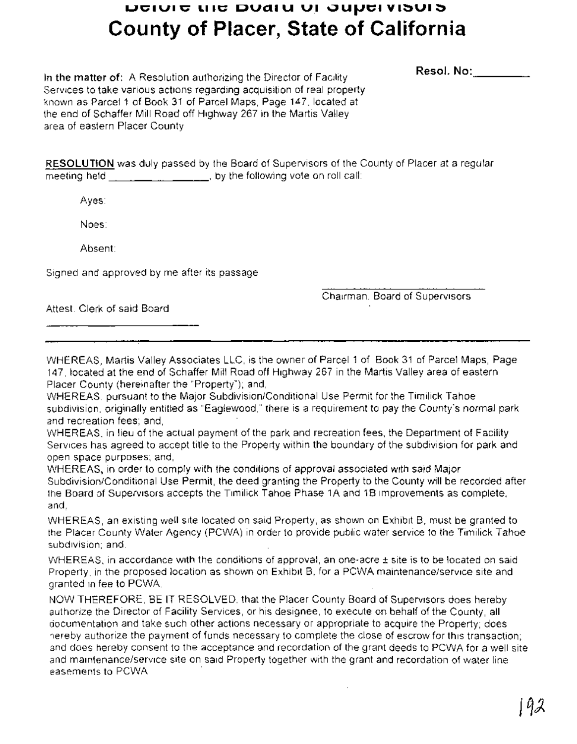# Before the Board of Supervisors
# County of Placer, State of California

**In the matter of:** A Resolution authorizing the Director of Facility Services to take various actions regarding acquisition of real property known as Parcel 1 of Book 31 of Parcel Maps, Page 147, located at the end of Schaffer Mill Road off Highway 267 in the Martis Valley area of eastern Placer County

**Resol. No:**__________

**RESOLUTION** was duly passed by the Board of Supervisors of the County of Placer at a regular meeting held _______________, by the following vote on roll call:

Ayes:

Noes:

Absent:

Signed and approved by me after its passage

_________________________
Chairman, Board of Supervisors

Attest. Clerk of said Board

_________________________

---

WHEREAS, Martis Valley Associates LLC, is the owner of Parcel 1 of Book 31 of Parcel Maps, Page 147, located at the end of Schaffer Mill Road off Highway 267 in the Martis Valley area of eastern Placer County (hereinafter the "Property"); and,

WHEREAS, pursuant to the Major Subdivision/Conditional Use Permit for the Timilick Tahoe subdivision, originally entitled as "Eaglewood," there is a requirement to pay the County's normal park and recreation fees; and,

WHEREAS, in lieu of the actual payment of the park and recreation fees, the Department of Facility Services has agreed to accept title to the Property within the boundary of the subdivision for park and open space purposes; and,

WHEREAS, in order to comply with the conditions of approval associated with said Major Subdivision/Conditional Use Permit, the deed granting the Property to the County will be recorded after the Board of Supervisors accepts the Timilick Tahoe Phase 1A and 1B improvements as complete, and,

WHEREAS, an existing well site located on said Property, as shown on Exhibit B, must be granted to the Placer County Water Agency (PCWA) in order to provide public water service to the Timilick Tahoe subdivision; and,

WHEREAS, in accordance with the conditions of approval, an one-acre ± site is to be located on said Property, in the proposed location as shown on Exhibit B, for a PCWA maintenance/service site and granted in fee to PCWA.

NOW THEREFORE, BE IT RESOLVED, that the Placer County Board of Supervisors does hereby authorize the Director of Facility Services, or his designee, to execute on behalf of the County, all documentation and take such other actions necessary or appropriate to acquire the Property; does hereby authorize the payment of funds necessary to complete the close of escrow for this transaction; and does hereby consent to the acceptance and recordation of the grant deeds to PCWA for a well site and maintenance/service site on said Property together with the grant and recordation of water line easements to PCWA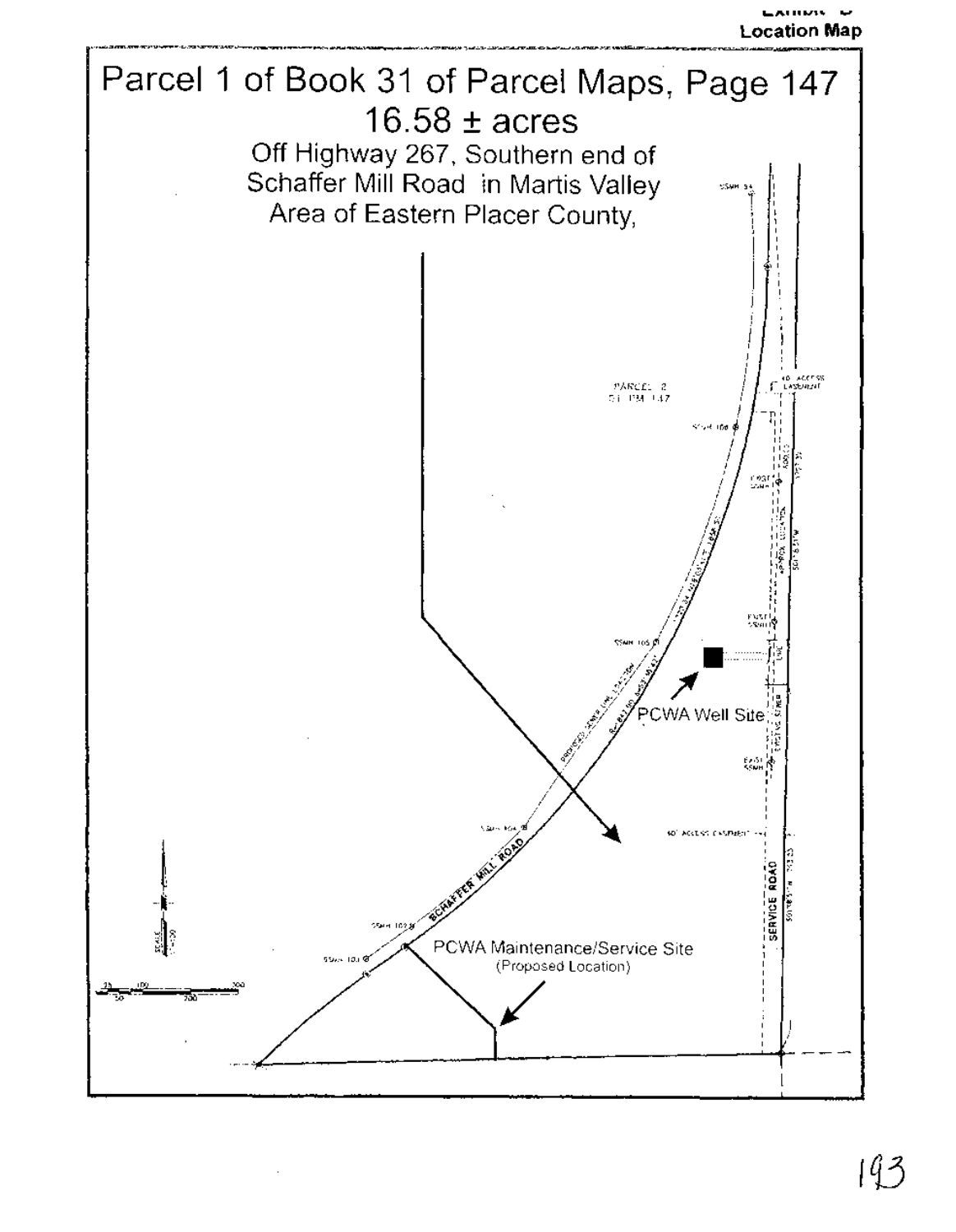Exhibit B
**Location Map**

# Parcel 1 of Book 31 of Parcel Maps, Page 147

## 16.58 ± acres

Off Highway 267, Southern end of Schaffer Mill Road in Martis Valley Area of Eastern Placer County,

PARCEL 2
31 PM 147

SCHAFFER MILL ROAD

SERVICE ROAD

PCWA Well Site

PCWA Maintenance/Service Site
(Proposed Location)